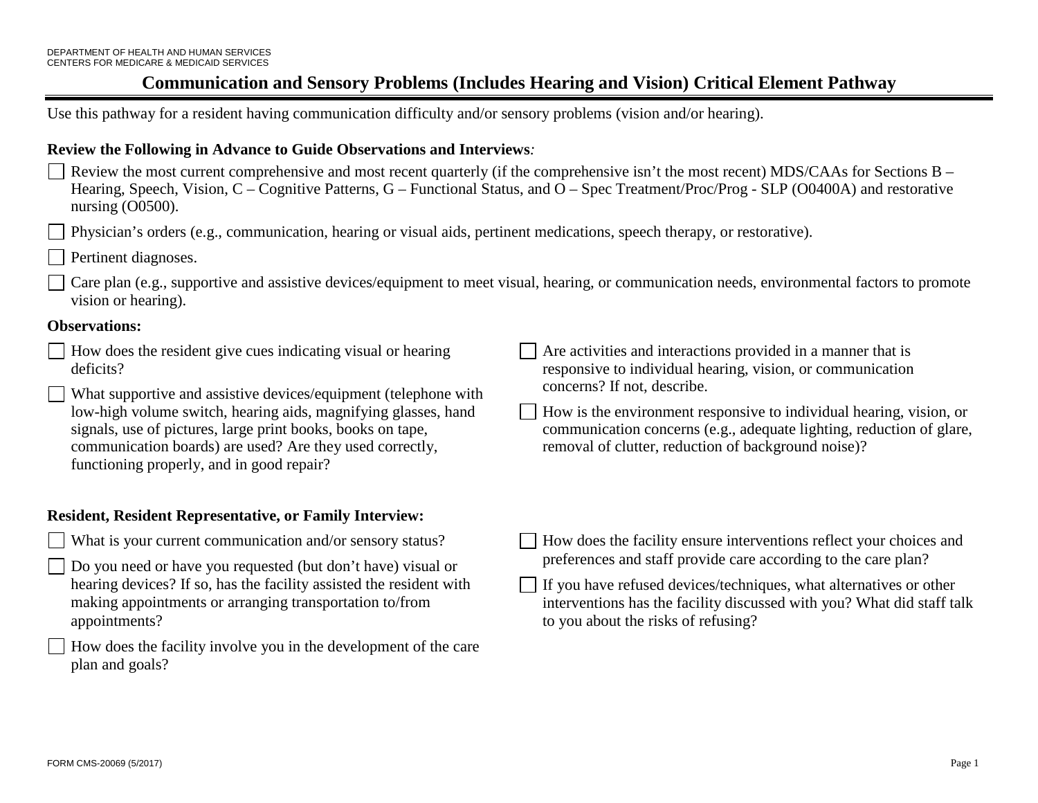DEPARTMENT OF HEALTH AND HUMAN SERVICES
CENTERS FOR MEDICARE & MEDICAID SERVICES

# Communication and Sensory Problems (Includes Hearing and Vision) Critical Element Pathway

Use this pathway for a resident having communication difficulty and/or sensory problems (vision and/or hearing).

**Review the Following in Advance to Guide Observations and Interviews***:*

- ☐ Review the most current comprehensive and most recent quarterly (if the comprehensive isn't the most recent) MDS/CAAs for Sections B – Hearing, Speech, Vision, C – Cognitive Patterns, G – Functional Status, and O – Spec Treatment/Proc/Prog - SLP (O0400A) and restorative nursing (O0500).
- ☐ Physician's orders (e.g., communication, hearing or visual aids, pertinent medications, speech therapy, or restorative).
- ☐ Pertinent diagnoses.
- ☐ Care plan (e.g., supportive and assistive devices/equipment to meet visual, hearing, or communication needs, environmental factors to promote vision or hearing).

**Observations:**

- ☐ How does the resident give cues indicating visual or hearing deficits?
- ☐ What supportive and assistive devices/equipment (telephone with low-high volume switch, hearing aids, magnifying glasses, hand signals, use of pictures, large print books, books on tape, communication boards) are used? Are they used correctly, functioning properly, and in good repair?
- ☐ Are activities and interactions provided in a manner that is responsive to individual hearing, vision, or communication concerns? If not, describe.
- ☐ How is the environment responsive to individual hearing, vision, or communication concerns (e.g., adequate lighting, reduction of glare, removal of clutter, reduction of background noise)?

**Resident, Resident Representative, or Family Interview:**

- ☐ What is your current communication and/or sensory status?
- ☐ Do you need or have you requested (but don't have) visual or hearing devices? If so, has the facility assisted the resident with making appointments or arranging transportation to/from appointments?
- ☐ How does the facility involve you in the development of the care plan and goals?
- ☐ How does the facility ensure interventions reflect your choices and preferences and staff provide care according to the care plan?
- ☐ If you have refused devices/techniques, what alternatives or other interventions has the facility discussed with you? What did staff talk to you about the risks of refusing?

FORM CMS-20069 (5/2017)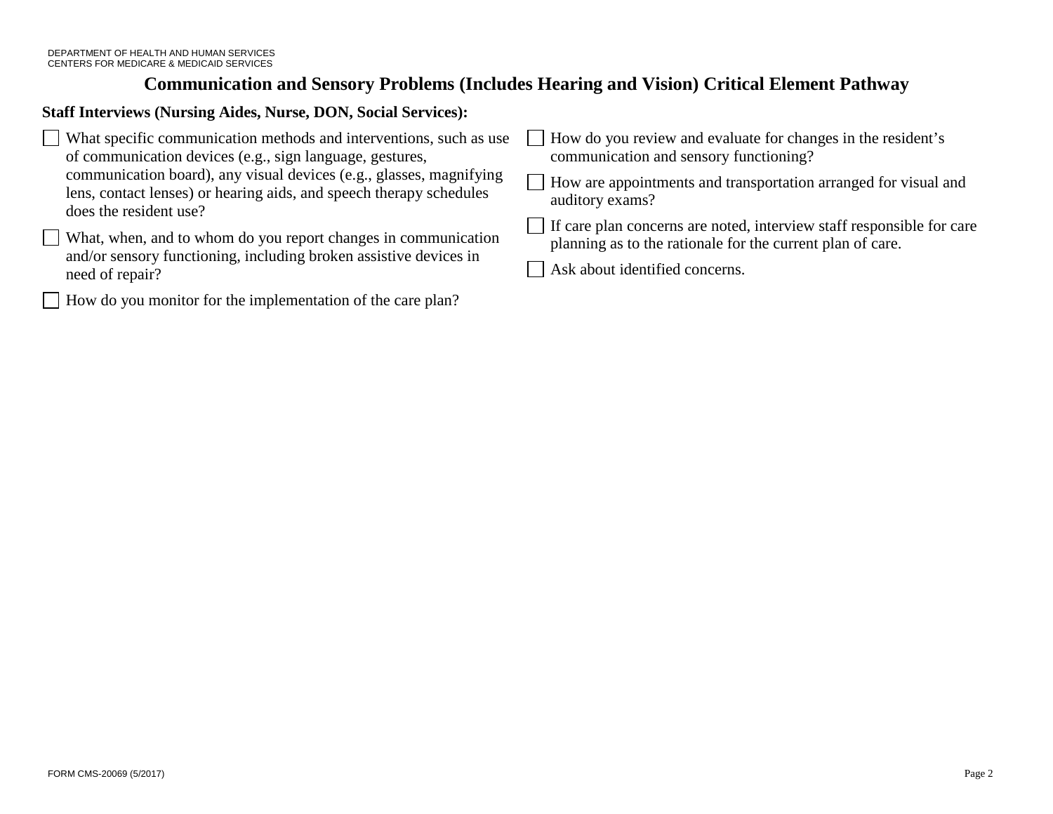# Communication and Sensory Problems (Includes Hearing and Vision) Critical Element Pathway

**Staff Interviews (Nursing Aides, Nurse, DON, Social Services):**

- ☐ What specific communication methods and interventions, such as use of communication devices (e.g., sign language, gestures, communication board), any visual devices (e.g., glasses, magnifying lens, contact lenses) or hearing aids, and speech therapy schedules does the resident use?
- ☐ What, when, and to whom do you report changes in communication and/or sensory functioning, including broken assistive devices in need of repair?
- ☐ How do you monitor for the implementation of the care plan?
- ☐ How do you review and evaluate for changes in the resident's communication and sensory functioning?
- ☐ How are appointments and transportation arranged for visual and auditory exams?
- ☐ If care plan concerns are noted, interview staff responsible for care planning as to the rationale for the current plan of care.
- ☐ Ask about identified concerns.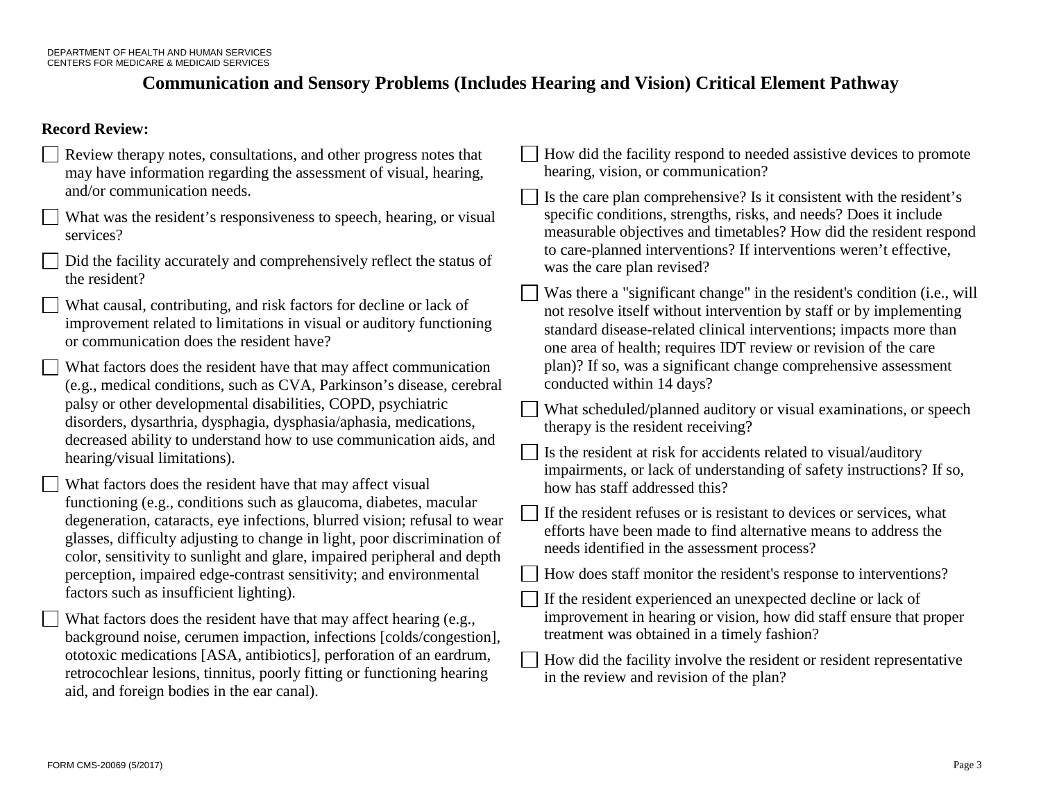# Communication and Sensory Problems (Includes Hearing and Vision) Critical Element Pathway

**Record Review:**

- ☐ Review therapy notes, consultations, and other progress notes that may have information regarding the assessment of visual, hearing, and/or communication needs.
- ☐ What was the resident's responsiveness to speech, hearing, or visual services?
- ☐ Did the facility accurately and comprehensively reflect the status of the resident?
- ☐ What causal, contributing, and risk factors for decline or lack of improvement related to limitations in visual or auditory functioning or communication does the resident have?
- ☐ What factors does the resident have that may affect communication (e.g., medical conditions, such as CVA, Parkinson's disease, cerebral palsy or other developmental disabilities, COPD, psychiatric disorders, dysarthria, dysphagia, dysphasia/aphasia, medications, decreased ability to understand how to use communication aids, and hearing/visual limitations).
- ☐ What factors does the resident have that may affect visual functioning (e.g., conditions such as glaucoma, diabetes, macular degeneration, cataracts, eye infections, blurred vision; refusal to wear glasses, difficulty adjusting to change in light, poor discrimination of color, sensitivity to sunlight and glare, impaired peripheral and depth perception, impaired edge-contrast sensitivity; and environmental factors such as insufficient lighting).
- ☐ What factors does the resident have that may affect hearing (e.g., background noise, cerumen impaction, infections [colds/congestion], ototoxic medications [ASA, antibiotics], perforation of an eardrum, retrocochlear lesions, tinnitus, poorly fitting or functioning hearing aid, and foreign bodies in the ear canal).
- ☐ How did the facility respond to needed assistive devices to promote hearing, vision, or communication?
- ☐ Is the care plan comprehensive? Is it consistent with the resident's specific conditions, strengths, risks, and needs? Does it include measurable objectives and timetables? How did the resident respond to care-planned interventions? If interventions weren't effective, was the care plan revised?
- ☐ Was there a "significant change" in the resident's condition (i.e., will not resolve itself without intervention by staff or by implementing standard disease-related clinical interventions; impacts more than one area of health; requires IDT review or revision of the care plan)? If so, was a significant change comprehensive assessment conducted within 14 days?
- ☐ What scheduled/planned auditory or visual examinations, or speech therapy is the resident receiving?
- ☐ Is the resident at risk for accidents related to visual/auditory impairments, or lack of understanding of safety instructions? If so, how has staff addressed this?
- ☐ If the resident refuses or is resistant to devices or services, what efforts have been made to find alternative means to address the needs identified in the assessment process?
- ☐ How does staff monitor the resident's response to interventions?
- ☐ If the resident experienced an unexpected decline or lack of improvement in hearing or vision, how did staff ensure that proper treatment was obtained in a timely fashion?
- ☐ How did the facility involve the resident or resident representative in the review and revision of the plan?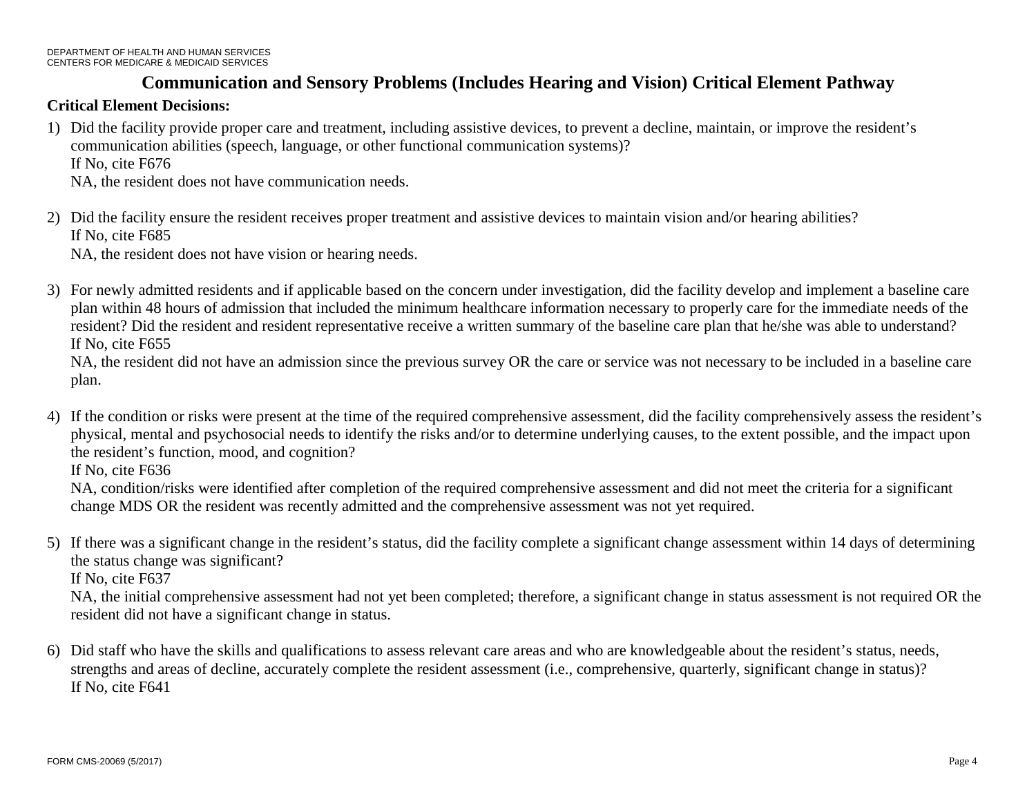# Communication and Sensory Problems (Includes Hearing and Vision) Critical Element Pathway

**Critical Element Decisions:**

1) Did the facility provide proper care and treatment, including assistive devices, to prevent a decline, maintain, or improve the resident's communication abilities (speech, language, or other functional communication systems)?
   If No, cite F676
   NA, the resident does not have communication needs.

2) Did the facility ensure the resident receives proper treatment and assistive devices to maintain vision and/or hearing abilities?
   If No, cite F685
   NA, the resident does not have vision or hearing needs.

3) For newly admitted residents and if applicable based on the concern under investigation, did the facility develop and implement a baseline care plan within 48 hours of admission that included the minimum healthcare information necessary to properly care for the immediate needs of the resident? Did the resident and resident representative receive a written summary of the baseline care plan that he/she was able to understand?
   If No, cite F655
   NA, the resident did not have an admission since the previous survey OR the care or service was not necessary to be included in a baseline care plan.

4) If the condition or risks were present at the time of the required comprehensive assessment, did the facility comprehensively assess the resident's physical, mental and psychosocial needs to identify the risks and/or to determine underlying causes, to the extent possible, and the impact upon the resident's function, mood, and cognition?
   If No, cite F636
   NA, condition/risks were identified after completion of the required comprehensive assessment and did not meet the criteria for a significant change MDS OR the resident was recently admitted and the comprehensive assessment was not yet required.

5) If there was a significant change in the resident's status, did the facility complete a significant change assessment within 14 days of determining the status change was significant?
   If No, cite F637
   NA, the initial comprehensive assessment had not yet been completed; therefore, a significant change in status assessment is not required OR the resident did not have a significant change in status.

6) Did staff who have the skills and qualifications to assess relevant care areas and who are knowledgeable about the resident's status, needs, strengths and areas of decline, accurately complete the resident assessment (i.e., comprehensive, quarterly, significant change in status)?
   If No, cite F641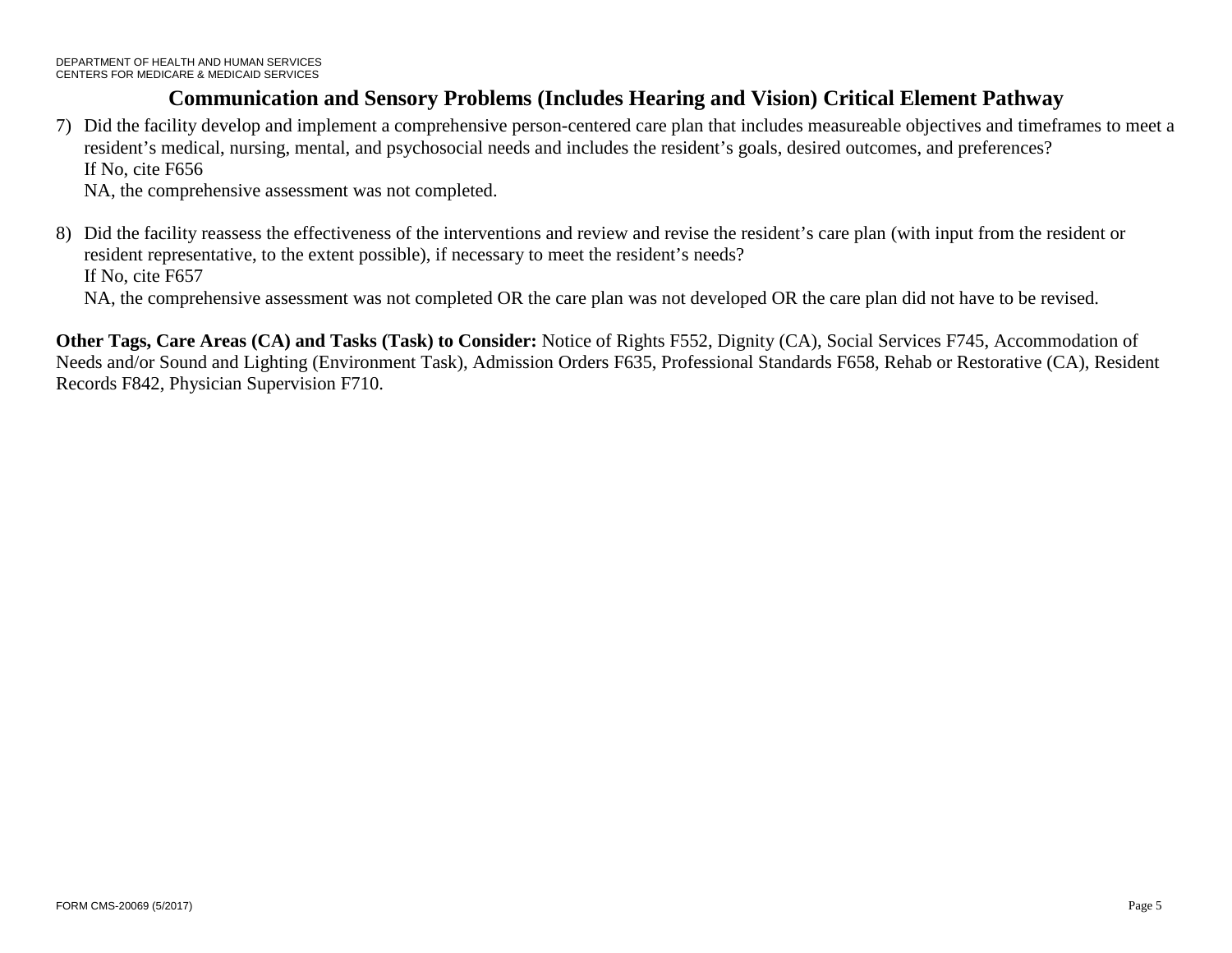# Communication and Sensory Problems (Includes Hearing and Vision) Critical Element Pathway

7) Did the facility develop and implement a comprehensive person-centered care plan that includes measureable objectives and timeframes to meet a resident's medical, nursing, mental, and psychosocial needs and includes the resident's goals, desired outcomes, and preferences?
   If No, cite F656
   NA, the comprehensive assessment was not completed.

8) Did the facility reassess the effectiveness of the interventions and review and revise the resident's care plan (with input from the resident or resident representative, to the extent possible), if necessary to meet the resident's needs?
   If No, cite F657
   NA, the comprehensive assessment was not completed OR the care plan was not developed OR the care plan did not have to be revised.

**Other Tags, Care Areas (CA) and Tasks (Task) to Consider:** Notice of Rights F552, Dignity (CA), Social Services F745, Accommodation of Needs and/or Sound and Lighting (Environment Task), Admission Orders F635, Professional Standards F658, Rehab or Restorative (CA), Resident Records F842, Physician Supervision F710.